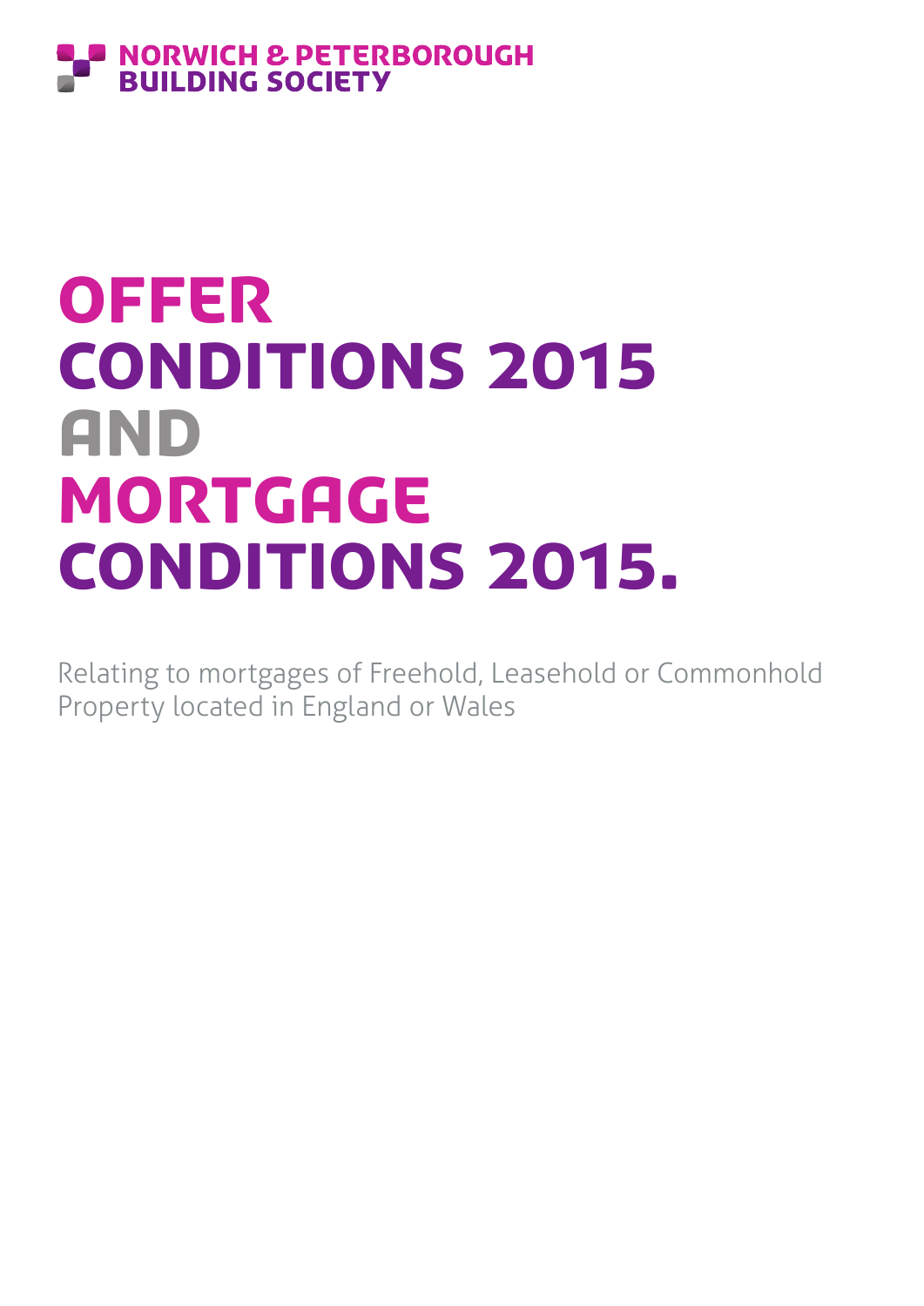NORWICH & PETERBOROUGH BUILDING SOCIETY

# OFFER CONDITIONS 2015 AND MORTGAGE CONDITIONS 2015.

Relating to mortgages of Freehold, Leasehold or Commonhold Property located in England or Wales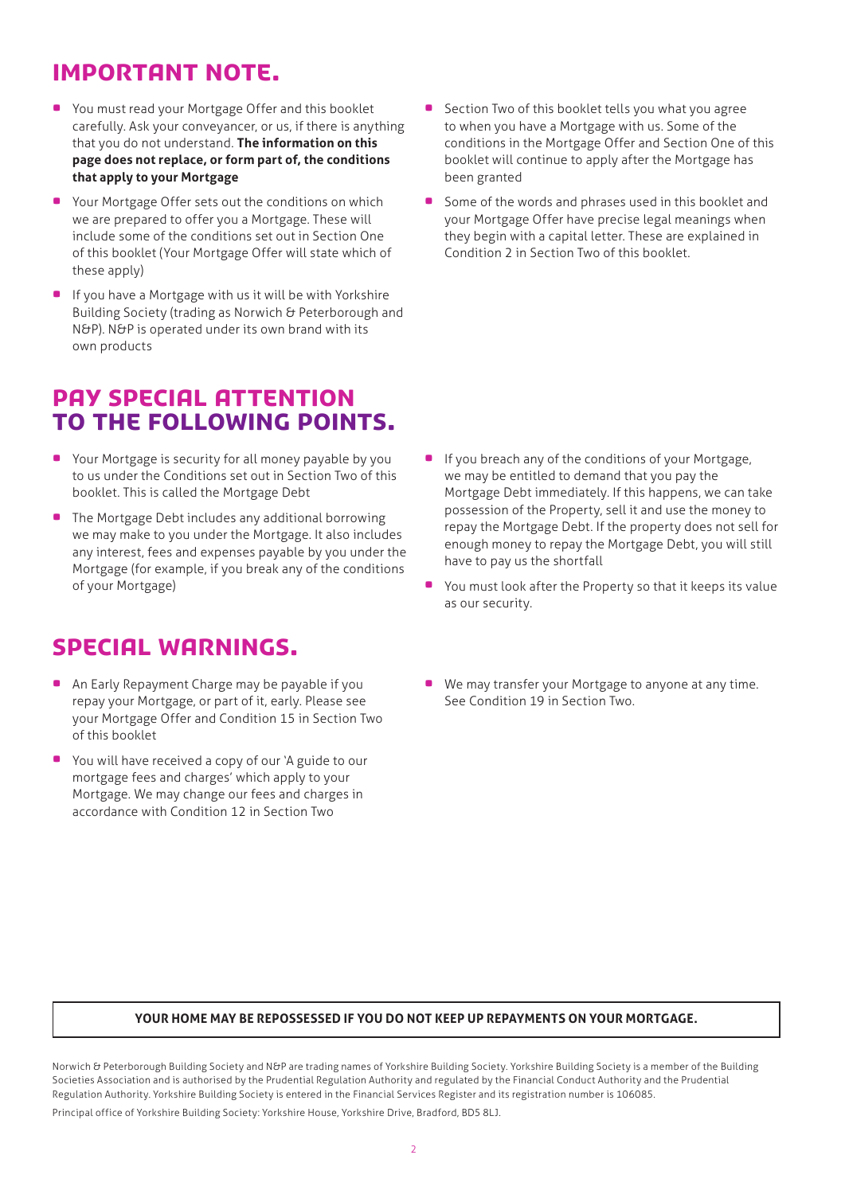## IMPORTANT NOTE.

- You must read your Mortgage Offer and this booklet carefully. Ask your conveyancer, or us, if there is anything that you do not understand. **The information on this page does not replace, or form part of, the conditions that apply to your Mortgage**
- Your Mortgage Offer sets out the conditions on which we are prepared to offer you a Mortgage. These will include some of the conditions set out in Section One of this booklet (Your Mortgage Offer will state which of these apply)
- If you have a Mortgage with us it will be with Yorkshire Building Society (trading as Norwich & Peterborough and N&P). N&P is operated under its own brand with its own products
- Section Two of this booklet tells you what you agree to when you have a Mortgage with us. Some of the conditions in the Mortgage Offer and Section One of this booklet will continue to apply after the Mortgage has been granted
- Some of the words and phrases used in this booklet and your Mortgage Offer have precise legal meanings when they begin with a capital letter. These are explained in Condition 2 in Section Two of this booklet.

## PAY SPECIAL ATTENTION TO THE FOLLOWING POINTS.

- Your Mortgage is security for all money payable by you to us under the Conditions set out in Section Two of this booklet. This is called the Mortgage Debt
- The Mortgage Debt includes any additional borrowing we may make to you under the Mortgage. It also includes any interest, fees and expenses payable by you under the Mortgage (for example, if you break any of the conditions of your Mortgage)
- If you breach any of the conditions of your Mortgage, we may be entitled to demand that you pay the Mortgage Debt immediately. If this happens, we can take possession of the Property, sell it and use the money to repay the Mortgage Debt. If the property does not sell for enough money to repay the Mortgage Debt, you will still have to pay us the shortfall
- You must look after the Property so that it keeps its value as our security.

## SPECIAL WARNINGS.

- An Early Repayment Charge may be payable if you repay your Mortgage, or part of it, early. Please see your Mortgage Offer and Condition 15 in Section Two of this booklet
- You will have received a copy of our 'A guide to our mortgage fees and charges' which apply to your Mortgage. We may change our fees and charges in accordance with Condition 12 in Section Two
- We may transfer your Mortgage to anyone at any time. See Condition 19 in Section Two.

**YOUR HOME MAY BE REPOSSESSED IF YOU DO NOT KEEP UP REPAYMENTS ON YOUR MORTGAGE.**

Norwich & Peterborough Building Society and N&P are trading names of Yorkshire Building Society. Yorkshire Building Society is a member of the Building Societies Association and is authorised by the Prudential Regulation Authority and regulated by the Financial Conduct Authority and the Prudential Regulation Authority. Yorkshire Building Society is entered in the Financial Services Register and its registration number is 106085.

Principal office of Yorkshire Building Society: Yorkshire House, Yorkshire Drive, Bradford, BD5 8LJ.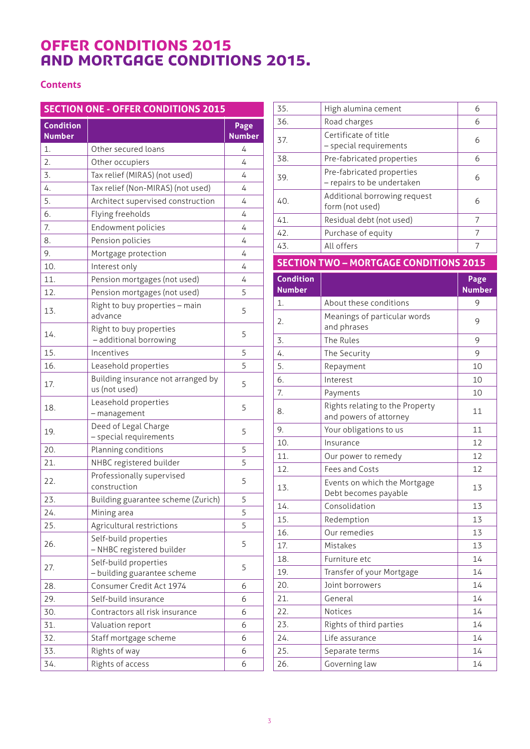# OFFER CONDITIONS 2015 AND MORTGAGE CONDITIONS 2015.

## Contents

### SECTION ONE - OFFER CONDITIONS 2015

| Condition Number | | Page Number |
|---|---|---|
| 1. | Other secured loans | 4 |
| 2. | Other occupiers | 4 |
| 3. | Tax relief (MIRAS) (not used) | 4 |
| 4. | Tax relief (Non-MIRAS) (not used) | 4 |
| 5. | Architect supervised construction | 4 |
| 6. | Flying freeholds | 4 |
| 7. | Endowment policies | 4 |
| 8. | Pension policies | 4 |
| 9. | Mortgage protection | 4 |
| 10. | Interest only | 4 |
| 11. | Pension mortgages (not used) | 4 |
| 12. | Pension mortgages (not used) | 5 |
| 13. | Right to buy properties – main advance | 5 |
| 14. | Right to buy properties – additional borrowing | 5 |
| 15. | Incentives | 5 |
| 16. | Leasehold properties | 5 |
| 17. | Building insurance not arranged by us (not used) | 5 |
| 18. | Leasehold properties – management | 5 |
| 19. | Deed of Legal Charge – special requirements | 5 |
| 20. | Planning conditions | 5 |
| 21. | NHBC registered builder | 5 |
| 22. | Professionally supervised construction | 5 |
| 23. | Building guarantee scheme (Zurich) | 5 |
| 24. | Mining area | 5 |
| 25. | Agricultural restrictions | 5 |
| 26. | Self-build properties – NHBC registered builder | 5 |
| 27. | Self-build properties – building guarantee scheme | 5 |
| 28. | Consumer Credit Act 1974 | 6 |
| 29. | Self-build insurance | 6 |
| 30. | Contractors all risk insurance | 6 |
| 31. | Valuation report | 6 |
| 32. | Staff mortgage scheme | 6 |
| 33. | Rights of way | 6 |
| 34. | Rights of access | 6 |
| 35. | High alumina cement | 6 |
| 36. | Road charges | 6 |
| 37. | Certificate of title – special requirements | 6 |
| 38. | Pre-fabricated properties | 6 |
| 39. | Pre-fabricated properties – repairs to be undertaken | 6 |
| 40. | Additional borrowing request form (not used) | 6 |
| 41. | Residual debt (not used) | 7 |
| 42. | Purchase of equity | 7 |
| 43. | All offers | 7 |

### SECTION TWO – MORTGAGE CONDITIONS 2015

| Condition Number | | Page Number |
|---|---|---|
| 1. | About these conditions | 9 |
| 2. | Meanings of particular words and phrases | 9 |
| 3. | The Rules | 9 |
| 4. | The Security | 9 |
| 5. | Repayment | 10 |
| 6. | Interest | 10 |
| 7. | Payments | 10 |
| 8. | Rights relating to the Property and powers of attorney | 11 |
| 9. | Your obligations to us | 11 |
| 10. | Insurance | 12 |
| 11. | Our power to remedy | 12 |
| 12. | Fees and Costs | 12 |
| 13. | Events on which the Mortgage Debt becomes payable | 13 |
| 14. | Consolidation | 13 |
| 15. | Redemption | 13 |
| 16. | Our remedies | 13 |
| 17. | Mistakes | 13 |
| 18. | Furniture etc | 14 |
| 19. | Transfer of your Mortgage | 14 |
| 20. | Joint borrowers | 14 |
| 21. | General | 14 |
| 22. | Notices | 14 |
| 23. | Rights of third parties | 14 |
| 24. | Life assurance | 14 |
| 25. | Separate terms | 14 |
| 26. | Governing law | 14 |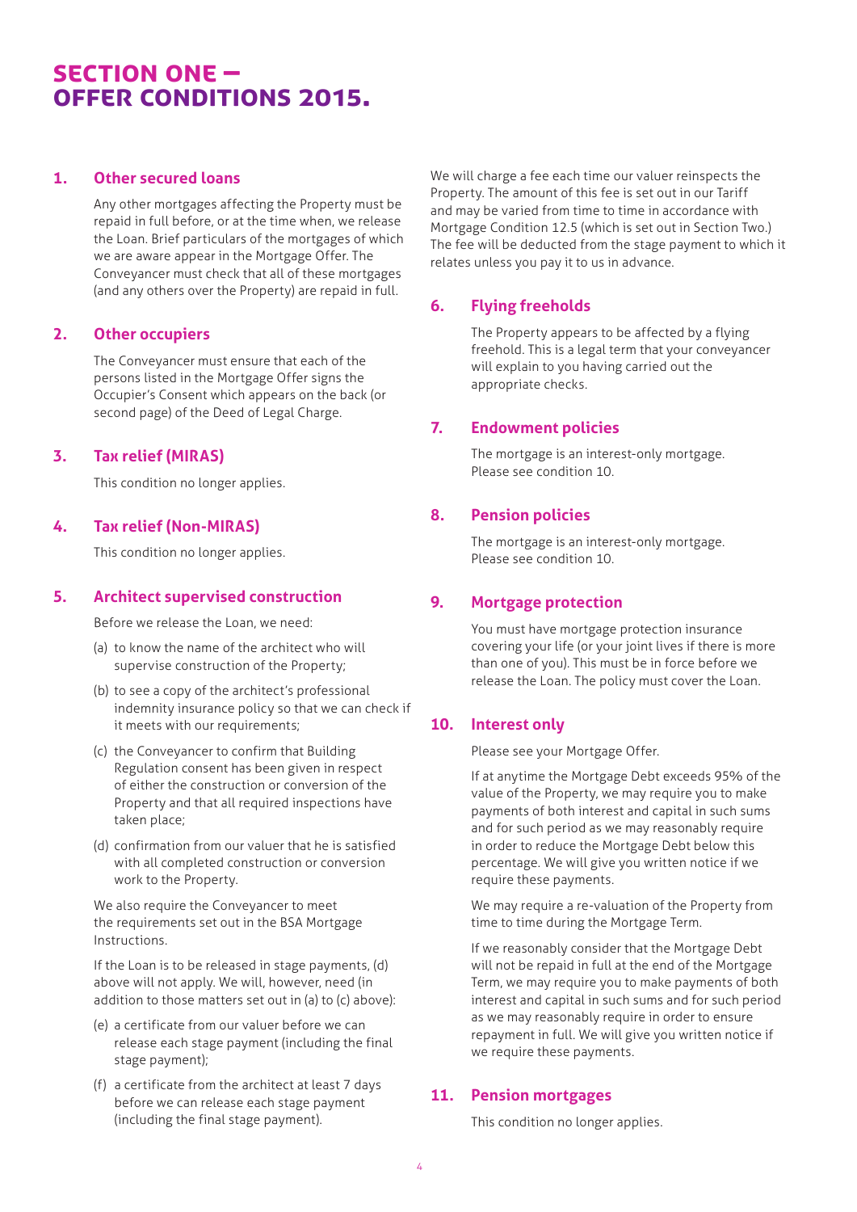# SECTION ONE – OFFER CONDITIONS 2015.

### 1. Other secured loans

Any other mortgages affecting the Property must be repaid in full before, or at the time when, we release the Loan. Brief particulars of the mortgages of which we are aware appear in the Mortgage Offer. The Conveyancer must check that all of these mortgages (and any others over the Property) are repaid in full.

### 2. Other occupiers

The Conveyancer must ensure that each of the persons listed in the Mortgage Offer signs the Occupier's Consent which appears on the back (or second page) of the Deed of Legal Charge.

### 3. Tax relief (MIRAS)

This condition no longer applies.

### 4. Tax relief (Non-MIRAS)

This condition no longer applies.

### 5. Architect supervised construction

Before we release the Loan, we need:

(a) to know the name of the architect who will supervise construction of the Property;

(b) to see a copy of the architect's professional indemnity insurance policy so that we can check if it meets with our requirements;

(c) the Conveyancer to confirm that Building Regulation consent has been given in respect of either the construction or conversion of the Property and that all required inspections have taken place;

(d) confirmation from our valuer that he is satisfied with all completed construction or conversion work to the Property.

We also require the Conveyancer to meet the requirements set out in the BSA Mortgage Instructions.

If the Loan is to be released in stage payments, (d) above will not apply. We will, however, need (in addition to those matters set out in (a) to (c) above):

(e) a certificate from our valuer before we can release each stage payment (including the final stage payment);

(f) a certificate from the architect at least 7 days before we can release each stage payment (including the final stage payment).

We will charge a fee each time our valuer reinspects the Property. The amount of this fee is set out in our Tariff and may be varied from time to time in accordance with Mortgage Condition 12.5 (which is set out in Section Two.) The fee will be deducted from the stage payment to which it relates unless you pay it to us in advance.

### 6. Flying freeholds

The Property appears to be affected by a flying freehold. This is a legal term that your conveyancer will explain to you having carried out the appropriate checks.

### 7. Endowment policies

The mortgage is an interest-only mortgage. Please see condition 10.

### 8. Pension policies

The mortgage is an interest-only mortgage. Please see condition 10.

### 9. Mortgage protection

You must have mortgage protection insurance covering your life (or your joint lives if there is more than one of you). This must be in force before we release the Loan. The policy must cover the Loan.

### 10. Interest only

Please see your Mortgage Offer.

If at anytime the Mortgage Debt exceeds 95% of the value of the Property, we may require you to make payments of both interest and capital in such sums and for such period as we may reasonably require in order to reduce the Mortgage Debt below this percentage. We will give you written notice if we require these payments.

We may require a re-valuation of the Property from time to time during the Mortgage Term.

If we reasonably consider that the Mortgage Debt will not be repaid in full at the end of the Mortgage Term, we may require you to make payments of both interest and capital in such sums and for such period as we may reasonably require in order to ensure repayment in full. We will give you written notice if we require these payments.

### 11. Pension mortgages

This condition no longer applies.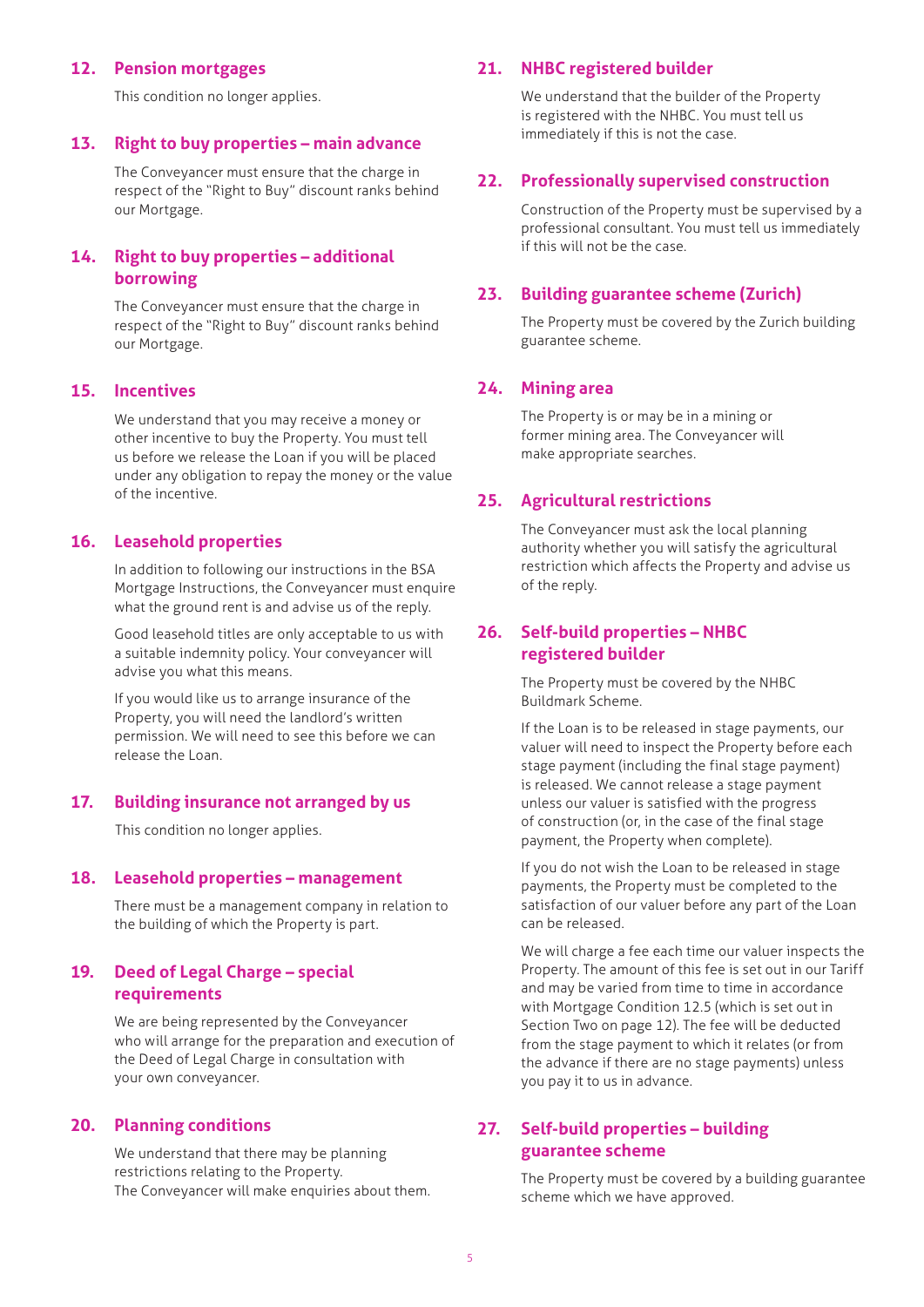## 12. Pension mortgages

This condition no longer applies.

## 13. Right to buy properties – main advance

The Conveyancer must ensure that the charge in respect of the "Right to Buy" discount ranks behind our Mortgage.

## 14. Right to buy properties – additional borrowing

The Conveyancer must ensure that the charge in respect of the "Right to Buy" discount ranks behind our Mortgage.

## 15. Incentives

We understand that you may receive a money or other incentive to buy the Property. You must tell us before we release the Loan if you will be placed under any obligation to repay the money or the value of the incentive.

## 16. Leasehold properties

In addition to following our instructions in the BSA Mortgage Instructions, the Conveyancer must enquire what the ground rent is and advise us of the reply.

Good leasehold titles are only acceptable to us with a suitable indemnity policy. Your conveyancer will advise you what this means.

If you would like us to arrange insurance of the Property, you will need the landlord's written permission. We will need to see this before we can release the Loan.

## 17. Building insurance not arranged by us

This condition no longer applies.

## 18. Leasehold properties – management

There must be a management company in relation to the building of which the Property is part.

## 19. Deed of Legal Charge – special requirements

We are being represented by the Conveyancer who will arrange for the preparation and execution of the Deed of Legal Charge in consultation with your own conveyancer.

## 20. Planning conditions

We understand that there may be planning restrictions relating to the Property. The Conveyancer will make enquiries about them.

## 21. NHBC registered builder

We understand that the builder of the Property is registered with the NHBC. You must tell us immediately if this is not the case.

## 22. Professionally supervised construction

Construction of the Property must be supervised by a professional consultant. You must tell us immediately if this will not be the case.

## 23. Building guarantee scheme (Zurich)

The Property must be covered by the Zurich building guarantee scheme.

## 24. Mining area

The Property is or may be in a mining or former mining area. The Conveyancer will make appropriate searches.

## 25. Agricultural restrictions

The Conveyancer must ask the local planning authority whether you will satisfy the agricultural restriction which affects the Property and advise us of the reply.

## 26. Self-build properties – NHBC registered builder

The Property must be covered by the NHBC Buildmark Scheme.

If the Loan is to be released in stage payments, our valuer will need to inspect the Property before each stage payment (including the final stage payment) is released. We cannot release a stage payment unless our valuer is satisfied with the progress of construction (or, in the case of the final stage payment, the Property when complete).

If you do not wish the Loan to be released in stage payments, the Property must be completed to the satisfaction of our valuer before any part of the Loan can be released.

We will charge a fee each time our valuer inspects the Property. The amount of this fee is set out in our Tariff and may be varied from time to time in accordance with Mortgage Condition 12.5 (which is set out in Section Two on page 12). The fee will be deducted from the stage payment to which it relates (or from the advance if there are no stage payments) unless you pay it to us in advance.

## 27. Self-build properties – building guarantee scheme

The Property must be covered by a building guarantee scheme which we have approved.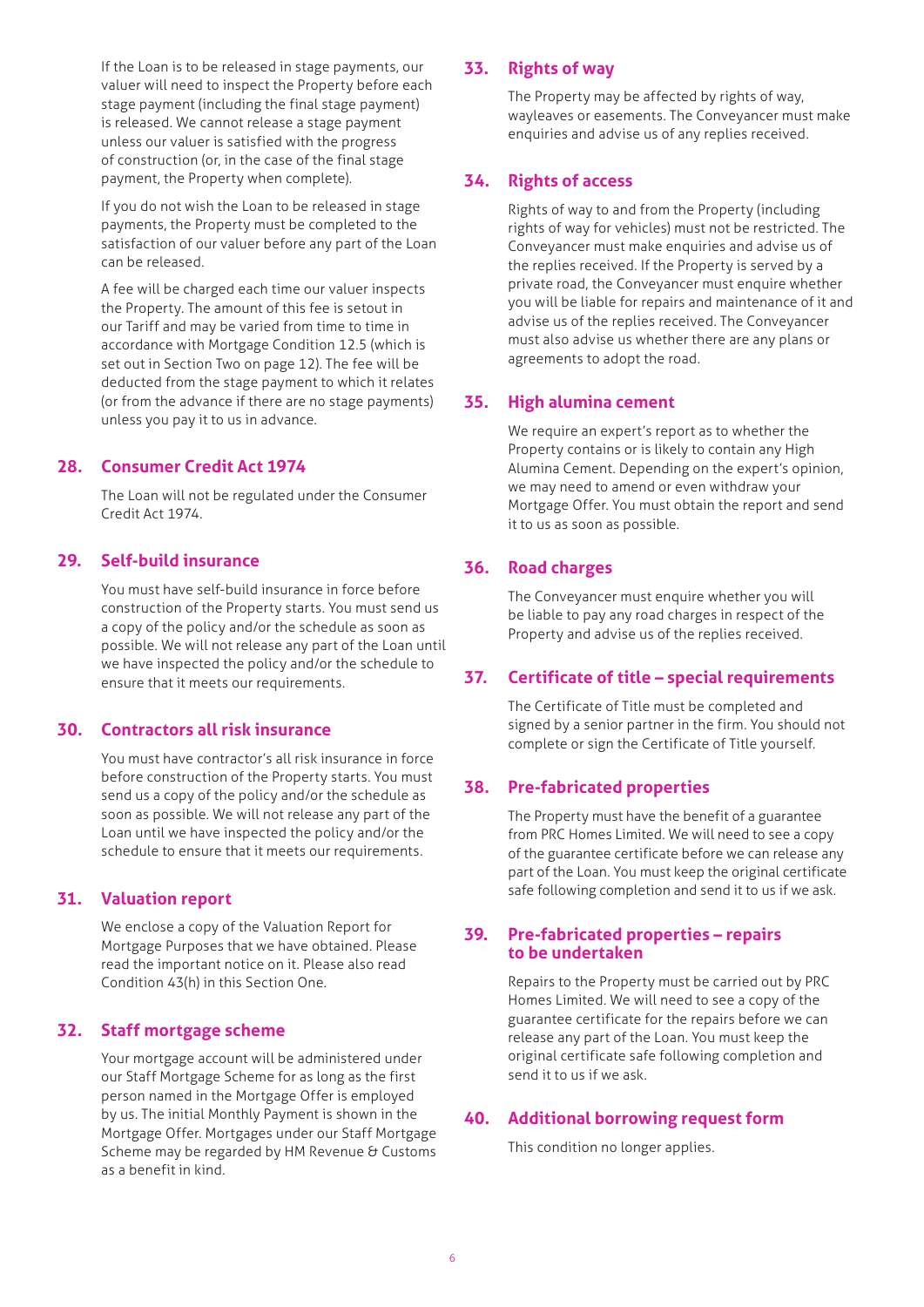If the Loan is to be released in stage payments, our valuer will need to inspect the Property before each stage payment (including the final stage payment) is released. We cannot release a stage payment unless our valuer is satisfied with the progress of construction (or, in the case of the final stage payment, the Property when complete).

If you do not wish the Loan to be released in stage payments, the Property must be completed to the satisfaction of our valuer before any part of the Loan can be released.

A fee will be charged each time our valuer inspects the Property. The amount of this fee is setout in our Tariff and may be varied from time to time in accordance with Mortgage Condition 12.5 (which is set out in Section Two on page 12). The fee will be deducted from the stage payment to which it relates (or from the advance if there are no stage payments) unless you pay it to us in advance.

## 28. Consumer Credit Act 1974

The Loan will not be regulated under the Consumer Credit Act 1974.

## 29. Self-build insurance

You must have self-build insurance in force before construction of the Property starts. You must send us a copy of the policy and/or the schedule as soon as possible. We will not release any part of the Loan until we have inspected the policy and/or the schedule to ensure that it meets our requirements.

## 30. Contractors all risk insurance

You must have contractor's all risk insurance in force before construction of the Property starts. You must send us a copy of the policy and/or the schedule as soon as possible. We will not release any part of the Loan until we have inspected the policy and/or the schedule to ensure that it meets our requirements.

## 31. Valuation report

We enclose a copy of the Valuation Report for Mortgage Purposes that we have obtained. Please read the important notice on it. Please also read Condition 43(h) in this Section One.

## 32. Staff mortgage scheme

Your mortgage account will be administered under our Staff Mortgage Scheme for as long as the first person named in the Mortgage Offer is employed by us. The initial Monthly Payment is shown in the Mortgage Offer. Mortgages under our Staff Mortgage Scheme may be regarded by HM Revenue & Customs as a benefit in kind.

## 33. Rights of way

The Property may be affected by rights of way, wayleaves or easements. The Conveyancer must make enquiries and advise us of any replies received.

## 34. Rights of access

Rights of way to and from the Property (including rights of way for vehicles) must not be restricted. The Conveyancer must make enquiries and advise us of the replies received. If the Property is served by a private road, the Conveyancer must enquire whether you will be liable for repairs and maintenance of it and advise us of the replies received. The Conveyancer must also advise us whether there are any plans or agreements to adopt the road.

## 35. High alumina cement

We require an expert's report as to whether the Property contains or is likely to contain any High Alumina Cement. Depending on the expert's opinion, we may need to amend or even withdraw your Mortgage Offer. You must obtain the report and send it to us as soon as possible.

## 36. Road charges

The Conveyancer must enquire whether you will be liable to pay any road charges in respect of the Property and advise us of the replies received.

## 37. Certificate of title – special requirements

The Certificate of Title must be completed and signed by a senior partner in the firm. You should not complete or sign the Certificate of Title yourself.

## 38. Pre-fabricated properties

The Property must have the benefit of a guarantee from PRC Homes Limited. We will need to see a copy of the guarantee certificate before we can release any part of the Loan. You must keep the original certificate safe following completion and send it to us if we ask.

## 39. Pre-fabricated properties – repairs to be undertaken

Repairs to the Property must be carried out by PRC Homes Limited. We will need to see a copy of the guarantee certificate for the repairs before we can release any part of the Loan. You must keep the original certificate safe following completion and send it to us if we ask.

## 40. Additional borrowing request form

This condition no longer applies.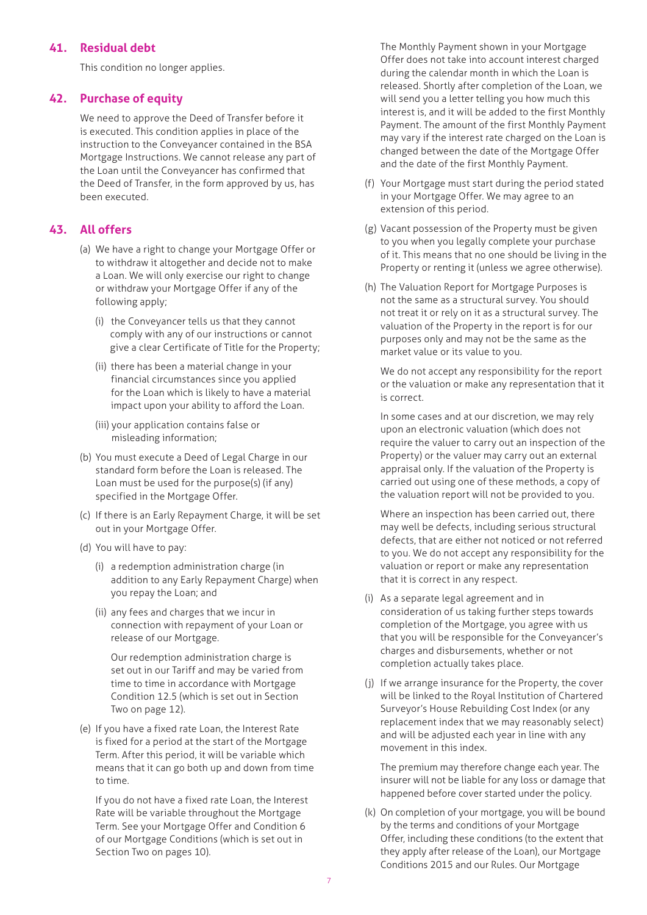## 41. Residual debt

This condition no longer applies.

## 42. Purchase of equity

We need to approve the Deed of Transfer before it is executed. This condition applies in place of the instruction to the Conveyancer contained in the BSA Mortgage Instructions. We cannot release any part of the Loan until the Conveyancer has confirmed that the Deed of Transfer, in the form approved by us, has been executed.

## 43. All offers

(a) We have a right to change your Mortgage Offer or to withdraw it altogether and decide not to make a Loan. We will only exercise our right to change or withdraw your Mortgage Offer if any of the following apply;

   (i) the Conveyancer tells us that they cannot comply with any of our instructions or cannot give a clear Certificate of Title for the Property;

   (ii) there has been a material change in your financial circumstances since you applied for the Loan which is likely to have a material impact upon your ability to afford the Loan.

   (iii) your application contains false or misleading information;

(b) You must execute a Deed of Legal Charge in our standard form before the Loan is released. The Loan must be used for the purpose(s) (if any) specified in the Mortgage Offer.

(c) If there is an Early Repayment Charge, it will be set out in your Mortgage Offer.

(d) You will have to pay:

   (i) a redemption administration charge (in addition to any Early Repayment Charge) when you repay the Loan; and

   (ii) any fees and charges that we incur in connection with repayment of your Loan or release of our Mortgage.

   Our redemption administration charge is set out in our Tariff and may be varied from time to time in accordance with Mortgage Condition 12.5 (which is set out in Section Two on page 12).

(e) If you have a fixed rate Loan, the Interest Rate is fixed for a period at the start of the Mortgage Term. After this period, it will be variable which means that it can go both up and down from time to time.

   If you do not have a fixed rate Loan, the Interest Rate will be variable throughout the Mortgage Term. See your Mortgage Offer and Condition 6 of our Mortgage Conditions (which is set out in Section Two on pages 10).

   The Monthly Payment shown in your Mortgage Offer does not take into account interest charged during the calendar month in which the Loan is released. Shortly after completion of the Loan, we will send you a letter telling you how much this interest is, and it will be added to the first Monthly Payment. The amount of the first Monthly Payment may vary if the interest rate charged on the Loan is changed between the date of the Mortgage Offer and the date of the first Monthly Payment.

(f) Your Mortgage must start during the period stated in your Mortgage Offer. We may agree to an extension of this period.

(g) Vacant possession of the Property must be given to you when you legally complete your purchase of it. This means that no one should be living in the Property or renting it (unless we agree otherwise).

(h) The Valuation Report for Mortgage Purposes is not the same as a structural survey. You should not treat it or rely on it as a structural survey. The valuation of the Property in the report is for our purposes only and may not be the same as the market value or its value to you.

   We do not accept any responsibility for the report or the valuation or make any representation that it is correct.

   In some cases and at our discretion, we may rely upon an electronic valuation (which does not require the valuer to carry out an inspection of the Property) or the valuer may carry out an external appraisal only. If the valuation of the Property is carried out using one of these methods, a copy of the valuation report will not be provided to you.

   Where an inspection has been carried out, there may well be defects, including serious structural defects, that are either not noticed or not referred to you. We do not accept any responsibility for the valuation or report or make any representation that it is correct in any respect.

(i) As a separate legal agreement and in consideration of us taking further steps towards completion of the Mortgage, you agree with us that you will be responsible for the Conveyancer's charges and disbursements, whether or not completion actually takes place.

(j) If we arrange insurance for the Property, the cover will be linked to the Royal Institution of Chartered Surveyor's House Rebuilding Cost Index (or any replacement index that we may reasonably select) and will be adjusted each year in line with any movement in this index.

   The premium may therefore change each year. The insurer will not be liable for any loss or damage that happened before cover started under the policy.

(k) On completion of your mortgage, you will be bound by the terms and conditions of your Mortgage Offer, including these conditions (to the extent that they apply after release of the Loan), our Mortgage Conditions 2015 and our Rules. Our Mortgage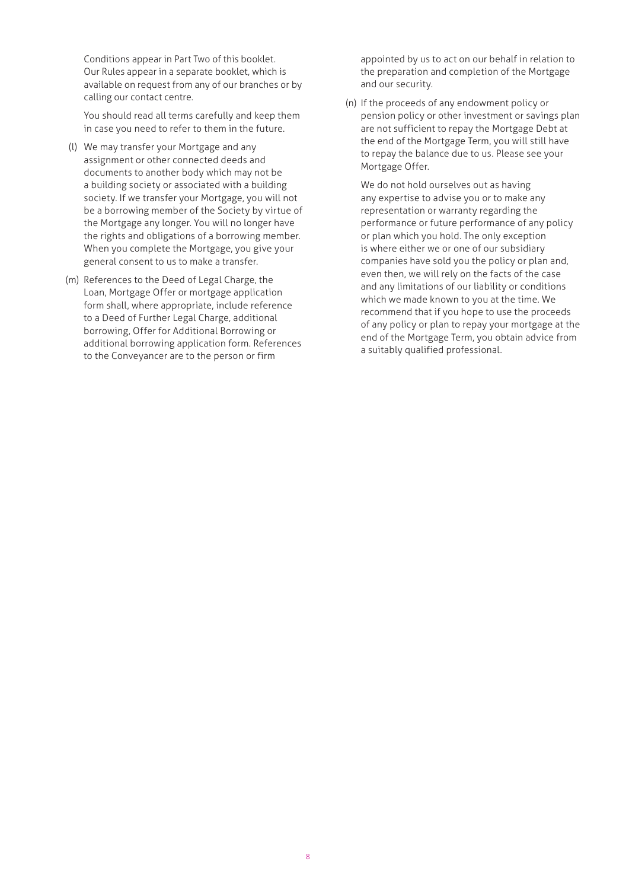Conditions appear in Part Two of this booklet. Our Rules appear in a separate booklet, which is available on request from any of our branches or by calling our contact centre.

You should read all terms carefully and keep them in case you need to refer to them in the future.

(l) We may transfer your Mortgage and any assignment or other connected deeds and documents to another body which may not be a building society or associated with a building society. If we transfer your Mortgage, you will not be a borrowing member of the Society by virtue of the Mortgage any longer. You will no longer have the rights and obligations of a borrowing member. When you complete the Mortgage, you give your general consent to us to make a transfer.

(m) References to the Deed of Legal Charge, the Loan, Mortgage Offer or mortgage application form shall, where appropriate, include reference to a Deed of Further Legal Charge, additional borrowing, Offer for Additional Borrowing or additional borrowing application form. References to the Conveyancer are to the person or firm appointed by us to act on our behalf in relation to the preparation and completion of the Mortgage and our security.

(n) If the proceeds of any endowment policy or pension policy or other investment or savings plan are not sufficient to repay the Mortgage Debt at the end of the Mortgage Term, you will still have to repay the balance due to us. Please see your Mortgage Offer.

We do not hold ourselves out as having any expertise to advise you or to make any representation or warranty regarding the performance or future performance of any policy or plan which you hold. The only exception is where either we or one of our subsidiary companies have sold you the policy or plan and, even then, we will rely on the facts of the case and any limitations of our liability or conditions which we made known to you at the time. We recommend that if you hope to use the proceeds of any policy or plan to repay your mortgage at the end of the Mortgage Term, you obtain advice from a suitably qualified professional.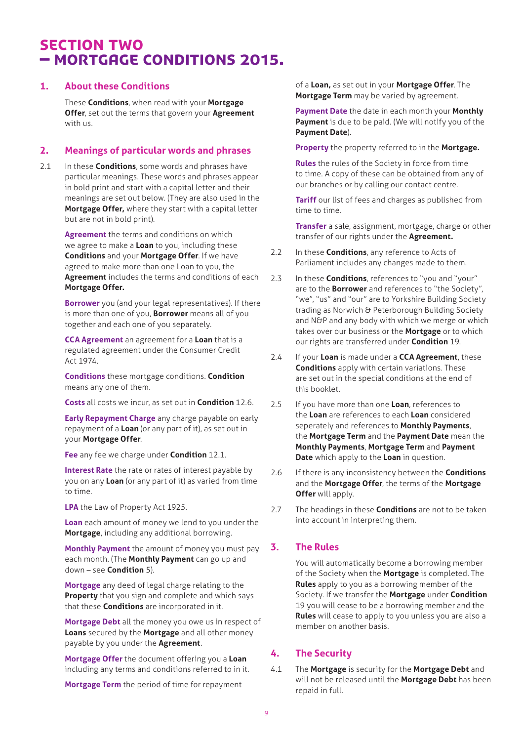# SECTION TWO – MORTGAGE CONDITIONS 2015.

## 1. About these Conditions

These **Conditions**, when read with your **Mortgage Offer**, set out the terms that govern your **Agreement** with us.

## 2. Meanings of particular words and phrases

2.1 In these **Conditions**, some words and phrases have particular meanings. These words and phrases appear in bold print and start with a capital letter and their meanings are set out below. (They are also used in the **Mortgage Offer,** where they start with a capital letter but are not in bold print).

**Agreement** the terms and conditions on which we agree to make a **Loan** to you, including these **Conditions** and your **Mortgage Offer**. If we have agreed to make more than one Loan to you, the **Agreement** includes the terms and conditions of each **Mortgage Offer.**

**Borrower** you (and your legal representatives). If there is more than one of you, **Borrower** means all of you together and each one of you separately.

**CCA Agreement** an agreement for a **Loan** that is a regulated agreement under the Consumer Credit Act 1974.

**Conditions** these mortgage conditions. **Condition** means any one of them.

**Costs** all costs we incur, as set out in **Condition** 12.6.

**Early Repayment Charge** any charge payable on early repayment of a **Loan** (or any part of it), as set out in your **Mortgage Offer**.

**Fee** any fee we charge under **Condition** 12.1.

**Interest Rate** the rate or rates of interest payable by you on any **Loan** (or any part of it) as varied from time to time.

**LPA** the Law of Property Act 1925.

**Loan** each amount of money we lend to you under the **Mortgage**, including any additional borrowing.

**Monthly Payment** the amount of money you must pay each month. (The **Monthly Payment** can go up and down – see **Condition** 5).

**Mortgage** any deed of legal charge relating to the **Property** that you sign and complete and which says that these **Conditions** are incorporated in it.

**Mortgage Debt** all the money you owe us in respect of **Loans** secured by the **Mortgage** and all other money payable by you under the **Agreement**.

**Mortgage Offer** the document offering you a **Loan** including any terms and conditions referred to in it.

**Mortgage Term** the period of time for repayment of a **Loan,** as set out in your **Mortgage Offer**. The **Mortgage Term** may be varied by agreement.

**Payment Date** the date in each month your **Monthly Payment** is due to be paid. (We will notify you of the **Payment Date**).

**Property** the property referred to in the **Mortgage.**

**Rules** the rules of the Society in force from time to time. A copy of these can be obtained from any of our branches or by calling our contact centre.

**Tariff** our list of fees and charges as published from time to time.

**Transfer** a sale, assignment, mortgage, charge or other transfer of our rights under the **Agreement.**

2.2 In these **Conditions**, any reference to Acts of Parliament includes any changes made to them.

2.3 In these **Conditions**, references to "you and "your" are to the **Borrower** and references to "the Society", "we", "us" and "our" are to Yorkshire Building Society trading as Norwich & Peterborough Building Society and N&P and any body with which we merge or which takes over our business or the **Mortgage** or to which our rights are transferred under **Condition** 19.

2.4 If your **Loan** is made under a **CCA Agreement**, these **Conditions** apply with certain variations. These are set out in the special conditions at the end of this booklet.

2.5 If you have more than one **Loan**, references to the **Loan** are references to each **Loan** considered seperately and references to **Monthly Payments**, the **Mortgage Term** and the **Payment Date** mean the **Monthly Payments**, **Mortgage Term** and **Payment Date** which apply to the **Loan** in question.

2.6 If there is any inconsistency between the **Conditions** and the **Mortgage Offer**, the terms of the **Mortgage Offer** will apply.

2.7 The headings in these **Conditions** are not to be taken into account in interpreting them.

## 3. The Rules

You will automatically become a borrowing member of the Society when the **Mortgage** is completed. The **Rules** apply to you as a borrowing member of the Society. If we transfer the **Mortgage** under **Condition** 19 you will cease to be a borrowing member and the **Rules** will cease to apply to you unless you are also a member on another basis.

## 4. The Security

4.1 The **Mortgage** is security for the **Mortgage Debt** and will not be released until the **Mortgage Debt** has been repaid in full.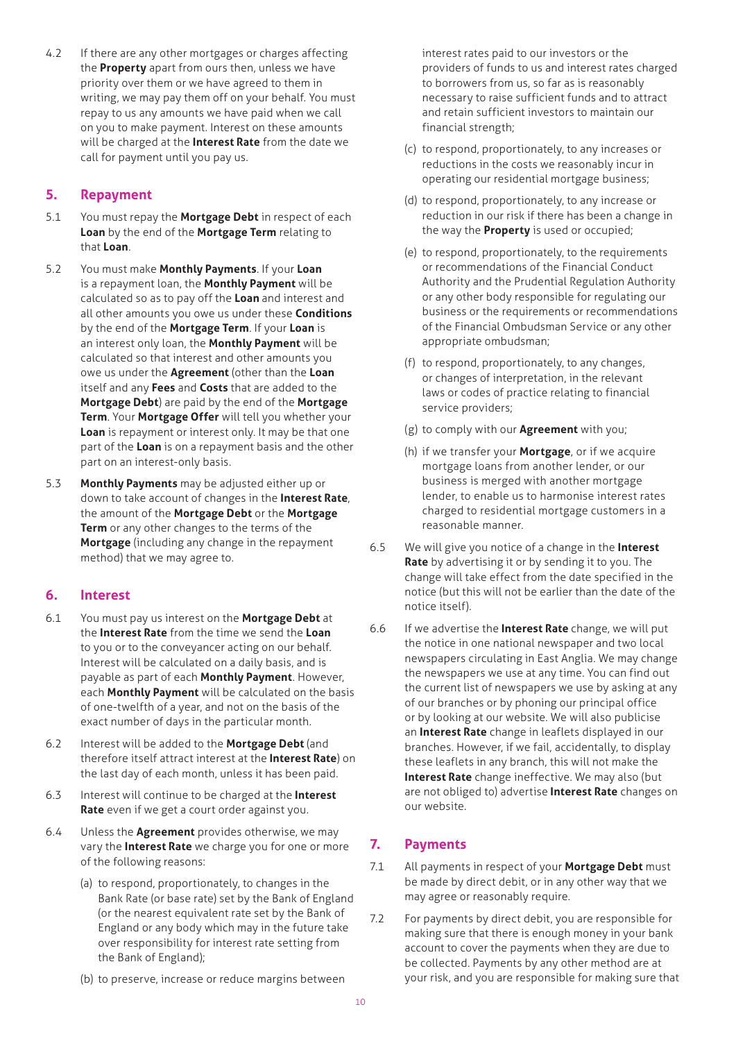4.2 If there are any other mortgages or charges affecting the **Property** apart from ours then, unless we have priority over them or we have agreed to them in writing, we may pay them off on your behalf. You must repay to us any amounts we have paid when we call on you to make payment. Interest on these amounts will be charged at the **Interest Rate** from the date we call for payment until you pay us.

## 5. Repayment

5.1 You must repay the **Mortgage Debt** in respect of each **Loan** by the end of the **Mortgage Term** relating to that **Loan**.

5.2 You must make **Monthly Payments**. If your **Loan** is a repayment loan, the **Monthly Payment** will be calculated so as to pay off the **Loan** and interest and all other amounts you owe us under these **Conditions** by the end of the **Mortgage Term**. If your **Loan** is an interest only loan, the **Monthly Payment** will be calculated so that interest and other amounts you owe us under the **Agreement** (other than the **Loan** itself and any **Fees** and **Costs** that are added to the **Mortgage Debt**) are paid by the end of the **Mortgage Term**. Your **Mortgage Offer** will tell you whether your **Loan** is repayment or interest only. It may be that one part of the **Loan** is on a repayment basis and the other part on an interest-only basis.

5.3 **Monthly Payments** may be adjusted either up or down to take account of changes in the **Interest Rate**, the amount of the **Mortgage Debt** or the **Mortgage Term** or any other changes to the terms of the **Mortgage** (including any change in the repayment method) that we may agree to.

## 6. Interest

6.1 You must pay us interest on the **Mortgage Debt** at the **Interest Rate** from the time we send the **Loan** to you or to the conveyancer acting on our behalf. Interest will be calculated on a daily basis, and is payable as part of each **Monthly Payment**. However, each **Monthly Payment** will be calculated on the basis of one-twelfth of a year, and not on the basis of the exact number of days in the particular month.

6.2 Interest will be added to the **Mortgage Debt** (and therefore itself attract interest at the **Interest Rate**) on the last day of each month, unless it has been paid.

6.3 Interest will continue to be charged at the **Interest Rate** even if we get a court order against you.

6.4 Unless the **Agreement** provides otherwise, we may vary the **Interest Rate** we charge you for one or more of the following reasons:

(a) to respond, proportionately, to changes in the Bank Rate (or base rate) set by the Bank of England (or the nearest equivalent rate set by the Bank of England or any body which may in the future take over responsibility for interest rate setting from the Bank of England);

(b) to preserve, increase or reduce margins between interest rates paid to our investors or the providers of funds to us and interest rates charged to borrowers from us, so far as is reasonably necessary to raise sufficient funds and to attract and retain sufficient investors to maintain our financial strength;

(c) to respond, proportionately, to any increases or reductions in the costs we reasonably incur in operating our residential mortgage business;

(d) to respond, proportionately, to any increase or reduction in our risk if there has been a change in the way the **Property** is used or occupied;

(e) to respond, proportionately, to the requirements or recommendations of the Financial Conduct Authority and the Prudential Regulation Authority or any other body responsible for regulating our business or the requirements or recommendations of the Financial Ombudsman Service or any other appropriate ombudsman;

(f) to respond, proportionately, to any changes, or changes of interpretation, in the relevant laws or codes of practice relating to financial service providers;

(g) to comply with our **Agreement** with you;

(h) if we transfer your **Mortgage**, or if we acquire mortgage loans from another lender, or our business is merged with another mortgage lender, to enable us to harmonise interest rates charged to residential mortgage customers in a reasonable manner.

6.5 We will give you notice of a change in the **Interest Rate** by advertising it or by sending it to you. The change will take effect from the date specified in the notice (but this will not be earlier than the date of the notice itself).

6.6 If we advertise the **Interest Rate** change, we will put the notice in one national newspaper and two local newspapers circulating in East Anglia. We may change the newspapers we use at any time. You can find out the current list of newspapers we use by asking at any of our branches or by phoning our principal office or by looking at our website. We will also publicise an **Interest Rate** change in leaflets displayed in our branches. However, if we fail, accidentally, to display these leaflets in any branch, this will not make the **Interest Rate** change ineffective. We may also (but are not obliged to) advertise **Interest Rate** changes on our website.

## 7. Payments

7.1 All payments in respect of your **Mortgage Debt** must be made by direct debit, or in any other way that we may agree or reasonably require.

7.2 For payments by direct debit, you are responsible for making sure that there is enough money in your bank account to cover the payments when they are due to be collected. Payments by any other method are at your risk, and you are responsible for making sure that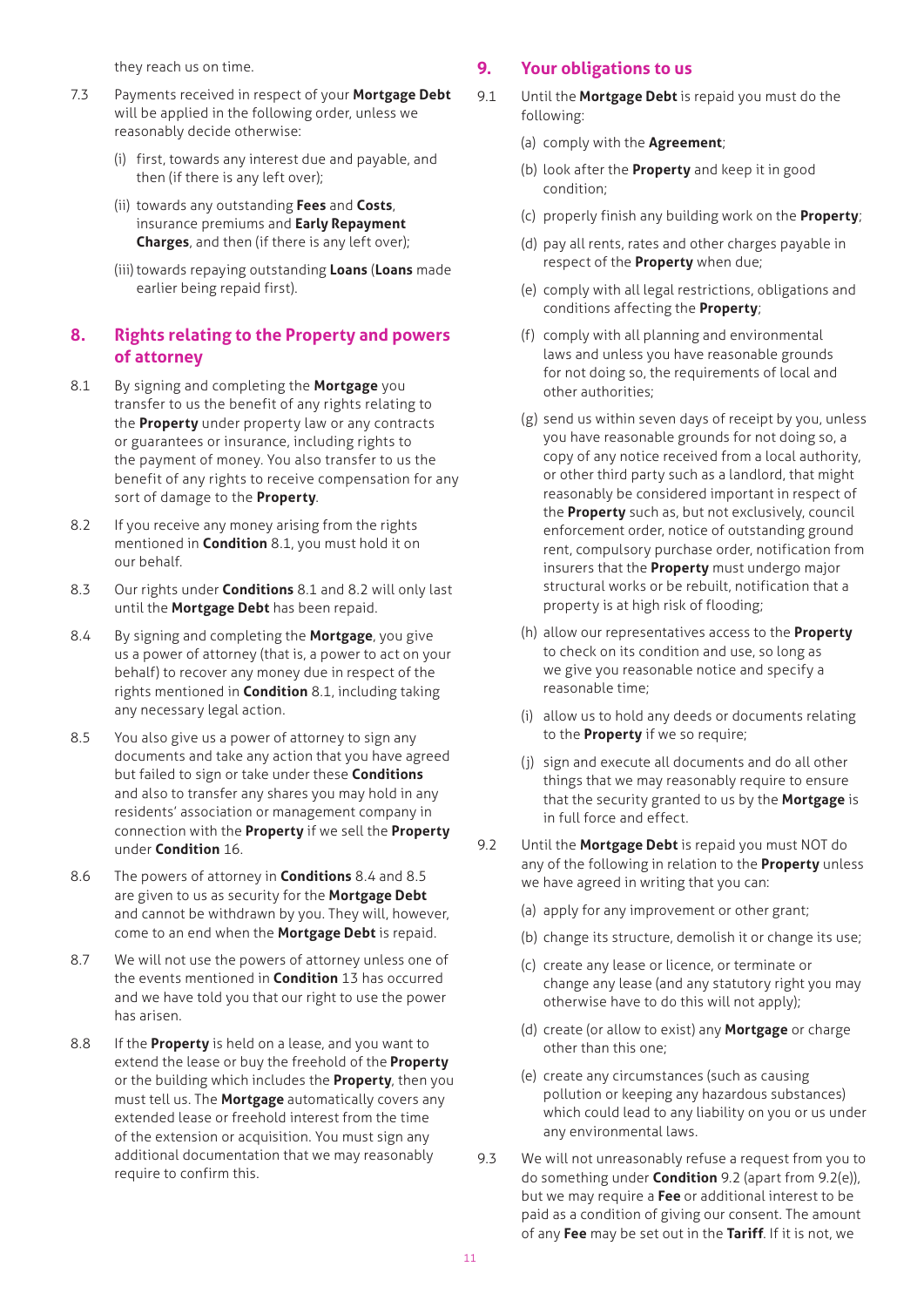they reach us on time.

7.3 Payments received in respect of your **Mortgage Debt** will be applied in the following order, unless we reasonably decide otherwise:

(i) first, towards any interest due and payable, and then (if there is any left over);

(ii) towards any outstanding **Fees** and **Costs**, insurance premiums and **Early Repayment Charges**, and then (if there is any left over);

(iii) towards repaying outstanding **Loans** (**Loans** made earlier being repaid first).

## 8. Rights relating to the Property and powers of attorney

8.1 By signing and completing the **Mortgage** you transfer to us the benefit of any rights relating to the **Property** under property law or any contracts or guarantees or insurance, including rights to the payment of money. You also transfer to us the benefit of any rights to receive compensation for any sort of damage to the **Property**.

8.2 If you receive any money arising from the rights mentioned in **Condition** 8.1, you must hold it on our behalf.

8.3 Our rights under **Conditions** 8.1 and 8.2 will only last until the **Mortgage Debt** has been repaid.

8.4 By signing and completing the **Mortgage**, you give us a power of attorney (that is, a power to act on your behalf) to recover any money due in respect of the rights mentioned in **Condition** 8.1, including taking any necessary legal action.

8.5 You also give us a power of attorney to sign any documents and take any action that you have agreed but failed to sign or take under these **Conditions** and also to transfer any shares you may hold in any residents' association or management company in connection with the **Property** if we sell the **Property** under **Condition** 16.

8.6 The powers of attorney in **Conditions** 8.4 and 8.5 are given to us as security for the **Mortgage Debt** and cannot be withdrawn by you. They will, however, come to an end when the **Mortgage Debt** is repaid.

8.7 We will not use the powers of attorney unless one of the events mentioned in **Condition** 13 has occurred and we have told you that our right to use the power has arisen.

8.8 If the **Property** is held on a lease, and you want to extend the lease or buy the freehold of the **Property** or the building which includes the **Property**, then you must tell us. The **Mortgage** automatically covers any extended lease or freehold interest from the time of the extension or acquisition. You must sign any additional documentation that we may reasonably require to confirm this.

## 9. Your obligations to us

9.1 Until the **Mortgage Debt** is repaid you must do the following:

(a) comply with the **Agreement**;

(b) look after the **Property** and keep it in good condition;

(c) properly finish any building work on the **Property**;

(d) pay all rents, rates and other charges payable in respect of the **Property** when due;

(e) comply with all legal restrictions, obligations and conditions affecting the **Property**;

(f) comply with all planning and environmental laws and unless you have reasonable grounds for not doing so, the requirements of local and other authorities;

(g) send us within seven days of receipt by you, unless you have reasonable grounds for not doing so, a copy of any notice received from a local authority, or other third party such as a landlord, that might reasonably be considered important in respect of the **Property** such as, but not exclusively, council enforcement order, notice of outstanding ground rent, compulsory purchase order, notification from insurers that the **Property** must undergo major structural works or be rebuilt, notification that a property is at high risk of flooding;

(h) allow our representatives access to the **Property** to check on its condition and use, so long as we give you reasonable notice and specify a reasonable time;

(i) allow us to hold any deeds or documents relating to the **Property** if we so require;

(j) sign and execute all documents and do all other things that we may reasonably require to ensure that the security granted to us by the **Mortgage** is in full force and effect.

9.2 Until the **Mortgage Debt** is repaid you must NOT do any of the following in relation to the **Property** unless we have agreed in writing that you can:

(a) apply for any improvement or other grant;

(b) change its structure, demolish it or change its use;

(c) create any lease or licence, or terminate or change any lease (and any statutory right you may otherwise have to do this will not apply);

(d) create (or allow to exist) any **Mortgage** or charge other than this one;

(e) create any circumstances (such as causing pollution or keeping any hazardous substances) which could lead to any liability on you or us under any environmental laws.

9.3 We will not unreasonably refuse a request from you to do something under **Condition** 9.2 (apart from 9.2(e)), but we may require a **Fee** or additional interest to be paid as a condition of giving our consent. The amount of any **Fee** may be set out in the **Tariff**. If it is not, we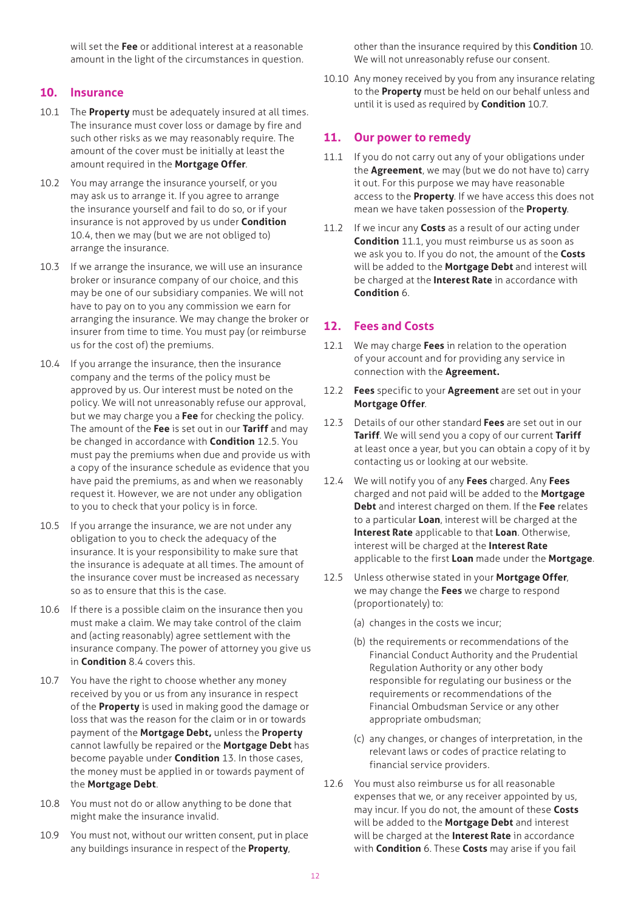will set the **Fee** or additional interest at a reasonable amount in the light of the circumstances in question.

## 10. Insurance

10.1 The **Property** must be adequately insured at all times. The insurance must cover loss or damage by fire and such other risks as we may reasonably require. The amount of the cover must be initially at least the amount required in the **Mortgage Offer**.

10.2 You may arrange the insurance yourself, or you may ask us to arrange it. If you agree to arrange the insurance yourself and fail to do so, or if your insurance is not approved by us under **Condition** 10.4, then we may (but we are not obliged to) arrange the insurance.

10.3 If we arrange the insurance, we will use an insurance broker or insurance company of our choice, and this may be one of our subsidiary companies. We will not have to pay on to you any commission we earn for arranging the insurance. We may change the broker or insurer from time to time. You must pay (or reimburse us for the cost of) the premiums.

10.4 If you arrange the insurance, then the insurance company and the terms of the policy must be approved by us. Our interest must be noted on the policy. We will not unreasonably refuse our approval, but we may charge you a **Fee** for checking the policy. The amount of the **Fee** is set out in our **Tariff** and may be changed in accordance with **Condition** 12.5. You must pay the premiums when due and provide us with a copy of the insurance schedule as evidence that you have paid the premiums, as and when we reasonably request it. However, we are not under any obligation to you to check that your policy is in force.

10.5 If you arrange the insurance, we are not under any obligation to you to check the adequacy of the insurance. It is your responsibility to make sure that the insurance is adequate at all times. The amount of the insurance cover must be increased as necessary so as to ensure that this is the case.

10.6 If there is a possible claim on the insurance then you must make a claim. We may take control of the claim and (acting reasonably) agree settlement with the insurance company. The power of attorney you give us in **Condition** 8.4 covers this.

10.7 You have the right to choose whether any money received by you or us from any insurance in respect of the **Property** is used in making good the damage or loss that was the reason for the claim or in or towards payment of the **Mortgage Debt,** unless the **Property** cannot lawfully be repaired or the **Mortgage Debt** has become payable under **Condition** 13. In those cases, the money must be applied in or towards payment of the **Mortgage Debt**.

10.8 You must not do or allow anything to be done that might make the insurance invalid.

10.9 You must not, without our written consent, put in place any buildings insurance in respect of the **Property**, other than the insurance required by this **Condition** 10. We will not unreasonably refuse our consent.

10.10 Any money received by you from any insurance relating to the **Property** must be held on our behalf unless and until it is used as required by **Condition** 10.7.

## 11. Our power to remedy

11.1 If you do not carry out any of your obligations under the **Agreement**, we may (but we do not have to) carry it out. For this purpose we may have reasonable access to the **Property**. If we have access this does not mean we have taken possession of the **Property**.

11.2 If we incur any **Costs** as a result of our acting under **Condition** 11.1, you must reimburse us as soon as we ask you to. If you do not, the amount of the **Costs** will be added to the **Mortgage Debt** and interest will be charged at the **Interest Rate** in accordance with **Condition** 6.

## 12. Fees and Costs

12.1 We may charge **Fees** in relation to the operation of your account and for providing any service in connection with the **Agreement.**

12.2 **Fees** specific to your **Agreement** are set out in your **Mortgage Offer**.

12.3 Details of our other standard **Fees** are set out in our **Tariff**. We will send you a copy of our current **Tariff** at least once a year, but you can obtain a copy of it by contacting us or looking at our website.

12.4 We will notify you of any **Fees** charged. Any **Fees** charged and not paid will be added to the **Mortgage Debt** and interest charged on them. If the **Fee** relates to a particular **Loan**, interest will be charged at the **Interest Rate** applicable to that **Loan**. Otherwise, interest will be charged at the **Interest Rate** applicable to the first **Loan** made under the **Mortgage**.

12.5 Unless otherwise stated in your **Mortgage Offer**, we may change the **Fees** we charge to respond (proportionately) to:

(a) changes in the costs we incur;

(b) the requirements or recommendations of the Financial Conduct Authority and the Prudential Regulation Authority or any other body responsible for regulating our business or the requirements or recommendations of the Financial Ombudsman Service or any other appropriate ombudsman;

(c) any changes, or changes of interpretation, in the relevant laws or codes of practice relating to financial service providers.

12.6 You must also reimburse us for all reasonable expenses that we, or any receiver appointed by us, may incur. If you do not, the amount of these **Costs** will be added to the **Mortgage Debt** and interest will be charged at the **Interest Rate** in accordance with **Condition** 6. These **Costs** may arise if you fail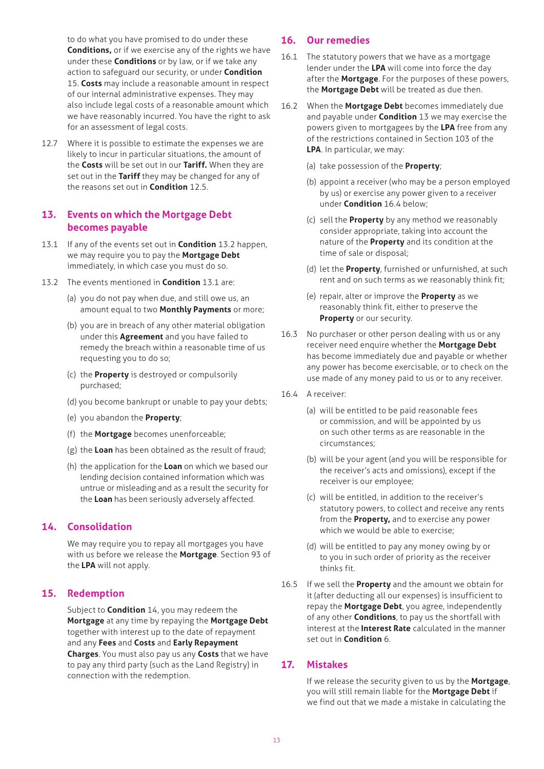to do what you have promised to do under these **Conditions,** or if we exercise any of the rights we have under these **Conditions** or by law, or if we take any action to safeguard our security, or under **Condition** 15. **Costs** may include a reasonable amount in respect of our internal administrative expenses. They may also include legal costs of a reasonable amount which we have reasonably incurred. You have the right to ask for an assessment of legal costs.

12.7 Where it is possible to estimate the expenses we are likely to incur in particular situations, the amount of the **Costs** will be set out in our **Tariff.** When they are set out in the **Tariff** they may be changed for any of the reasons set out in **Condition** 12.5.

## 13. Events on which the Mortgage Debt becomes payable

13.1 If any of the events set out in **Condition** 13.2 happen, we may require you to pay the **Mortgage Debt** immediately, in which case you must do so.

13.2 The events mentioned in **Condition** 13.1 are:

(a) you do not pay when due, and still owe us, an amount equal to two **Monthly Payments** or more;

(b) you are in breach of any other material obligation under this **Agreement** and you have failed to remedy the breach within a reasonable time of us requesting you to do so;

(c) the **Property** is destroyed or compulsorily purchased;

(d) you become bankrupt or unable to pay your debts;

(e) you abandon the **Property**;

(f) the **Mortgage** becomes unenforceable;

(g) the **Loan** has been obtained as the result of fraud;

(h) the application for the **Loan** on which we based our lending decision contained information which was untrue or misleading and as a result the security for the **Loan** has been seriously adversely affected.

## 14. Consolidation

We may require you to repay all mortgages you have with us before we release the **Mortgage**. Section 93 of the **LPA** will not apply.

## 15. Redemption

Subject to **Condition** 14, you may redeem the **Mortgage** at any time by repaying the **Mortgage Debt** together with interest up to the date of repayment and any **Fees** and **Costs** and **Early Repayment Charges**. You must also pay us any **Costs** that we have to pay any third party (such as the Land Registry) in connection with the redemption.

## 16. Our remedies

16.1 The statutory powers that we have as a mortgage lender under the **LPA** will come into force the day after the **Mortgage**. For the purposes of these powers, the **Mortgage Debt** will be treated as due then.

16.2 When the **Mortgage Debt** becomes immediately due and payable under **Condition** 13 we may exercise the powers given to mortgagees by the **LPA** free from any of the restrictions contained in Section 103 of the **LPA**. In particular, we may:

(a) take possession of the **Property**;

(b) appoint a receiver (who may be a person employed by us) or exercise any power given to a receiver under **Condition** 16.4 below;

(c) sell the **Property** by any method we reasonably consider appropriate, taking into account the nature of the **Property** and its condition at the time of sale or disposal;

(d) let the **Property**, furnished or unfurnished, at such rent and on such terms as we reasonably think fit;

(e) repair, alter or improve the **Property** as we reasonably think fit, either to preserve the **Property** or our security.

16.3 No purchaser or other person dealing with us or any receiver need enquire whether the **Mortgage Debt** has become immediately due and payable or whether any power has become exercisable, or to check on the use made of any money paid to us or to any receiver.

16.4 A receiver:

(a) will be entitled to be paid reasonable fees or commission, and will be appointed by us on such other terms as are reasonable in the circumstances;

(b) will be your agent (and you will be responsible for the receiver's acts and omissions), except if the receiver is our employee;

(c) will be entitled, in addition to the receiver's statutory powers, to collect and receive any rents from the **Property,** and to exercise any power which we would be able to exercise;

(d) will be entitled to pay any money owing by or to you in such order of priority as the receiver thinks fit.

16.5 If we sell the **Property** and the amount we obtain for it (after deducting all our expenses) is insufficient to repay the **Mortgage Debt**, you agree, independently of any other **Conditions**, to pay us the shortfall with interest at the **Interest Rate** calculated in the manner set out in **Condition** 6.

## 17. Mistakes

If we release the security given to us by the **Mortgage**, you will still remain liable for the **Mortgage Debt** if we find out that we made a mistake in calculating the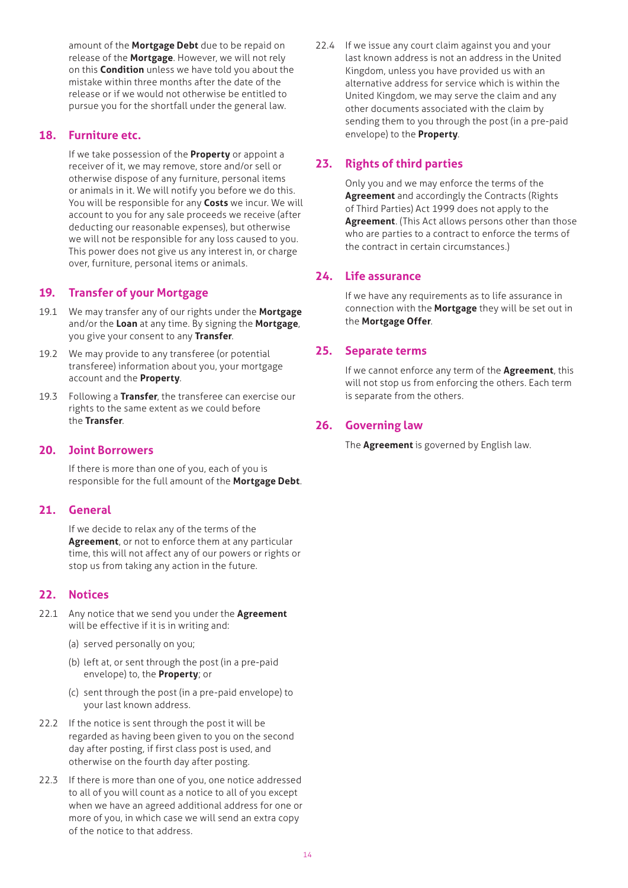amount of the **Mortgage Debt** due to be repaid on release of the **Mortgage**. However, we will not rely on this **Condition** unless we have told you about the mistake within three months after the date of the release or if we would not otherwise be entitled to pursue you for the shortfall under the general law.

## 18. Furniture etc.

If we take possession of the **Property** or appoint a receiver of it, we may remove, store and/or sell or otherwise dispose of any furniture, personal items or animals in it. We will notify you before we do this. You will be responsible for any **Costs** we incur. We will account to you for any sale proceeds we receive (after deducting our reasonable expenses), but otherwise we will not be responsible for any loss caused to you. This power does not give us any interest in, or charge over, furniture, personal items or animals.

## 19. Transfer of your Mortgage

19.1 We may transfer any of our rights under the **Mortgage** and/or the **Loan** at any time. By signing the **Mortgage**, you give your consent to any **Transfer**.

19.2 We may provide to any transferee (or potential transferee) information about you, your mortgage account and the **Property**.

19.3 Following a **Transfer**, the transferee can exercise our rights to the same extent as we could before the **Transfer**.

## 20. Joint Borrowers

If there is more than one of you, each of you is responsible for the full amount of the **Mortgage Debt**.

## 21. General

If we decide to relax any of the terms of the **Agreement**, or not to enforce them at any particular time, this will not affect any of our powers or rights or stop us from taking any action in the future.

## 22. Notices

22.1 Any notice that we send you under the **Agreement** will be effective if it is in writing and:

(a) served personally on you;

(b) left at, or sent through the post (in a pre-paid envelope) to, the **Property**; or

(c) sent through the post (in a pre-paid envelope) to your last known address.

22.2 If the notice is sent through the post it will be regarded as having been given to you on the second day after posting, if first class post is used, and otherwise on the fourth day after posting.

22.3 If there is more than one of you, one notice addressed to all of you will count as a notice to all of you except when we have an agreed additional address for one or more of you, in which case we will send an extra copy of the notice to that address.

22.4 If we issue any court claim against you and your last known address is not an address in the United Kingdom, unless you have provided us with an alternative address for service which is within the United Kingdom, we may serve the claim and any other documents associated with the claim by sending them to you through the post (in a pre-paid envelope) to the **Property**.

## 23. Rights of third parties

Only you and we may enforce the terms of the **Agreement** and accordingly the Contracts (Rights of Third Parties) Act 1999 does not apply to the **Agreement**. (This Act allows persons other than those who are parties to a contract to enforce the terms of the contract in certain circumstances.)

## 24. Life assurance

If we have any requirements as to life assurance in connection with the **Mortgage** they will be set out in the **Mortgage Offer**.

## 25. Separate terms

If we cannot enforce any term of the **Agreement**, this will not stop us from enforcing the others. Each term is separate from the others.

## 26. Governing law

The **Agreement** is governed by English law.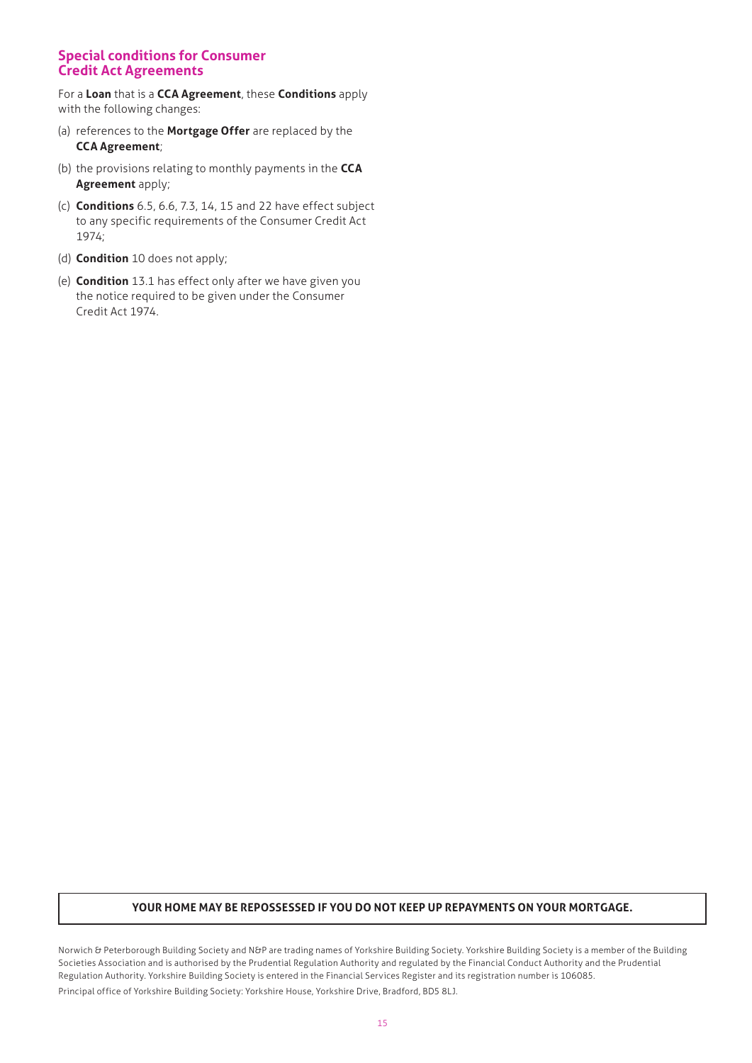## Special conditions for Consumer Credit Act Agreements

For a **Loan** that is a **CCA Agreement**, these **Conditions** apply with the following changes:

(a) references to the **Mortgage Offer** are replaced by the **CCA Agreement**;

(b) the provisions relating to monthly payments in the **CCA Agreement** apply;

(c) **Conditions** 6.5, 6.6, 7.3, 14, 15 and 22 have effect subject to any specific requirements of the Consumer Credit Act 1974;

(d) **Condition** 10 does not apply;

(e) **Condition** 13.1 has effect only after we have given you the notice required to be given under the Consumer Credit Act 1974.

**YOUR HOME MAY BE REPOSSESSED IF YOU DO NOT KEEP UP REPAYMENTS ON YOUR MORTGAGE.**

Norwich & Peterborough Building Society and N&P are trading names of Yorkshire Building Society. Yorkshire Building Society is a member of the Building Societies Association and is authorised by the Prudential Regulation Authority and regulated by the Financial Conduct Authority and the Prudential Regulation Authority. Yorkshire Building Society is entered in the Financial Services Register and its registration number is 106085.

Principal office of Yorkshire Building Society: Yorkshire House, Yorkshire Drive, Bradford, BD5 8LJ.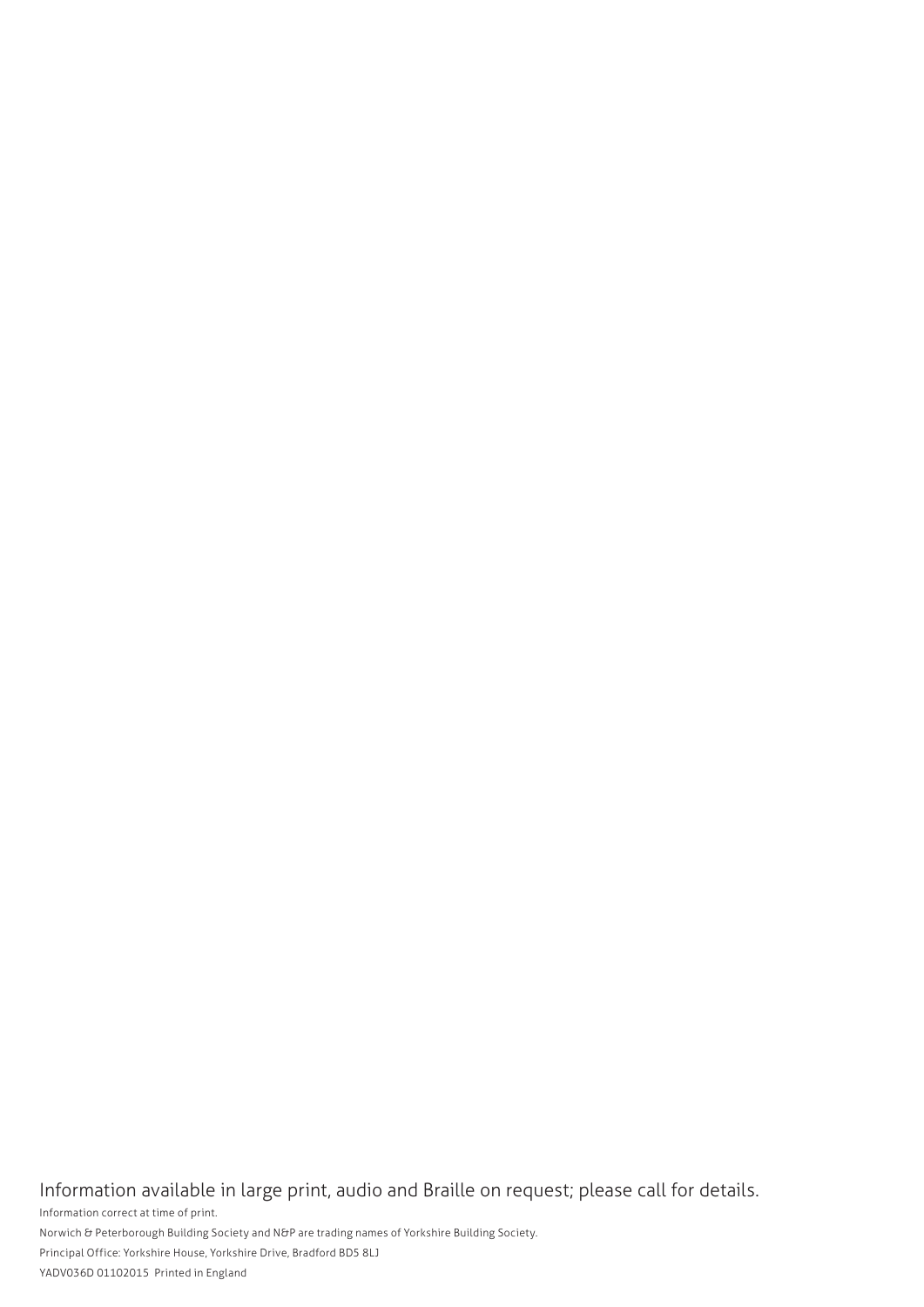Information available in large print, audio and Braille on request; please call for details.

Information correct at time of print.

Norwich & Peterborough Building Society and N&P are trading names of Yorkshire Building Society.

Principal Office: Yorkshire House, Yorkshire Drive, Bradford BD5 8LJ

YADV036D 01102015 Printed in England